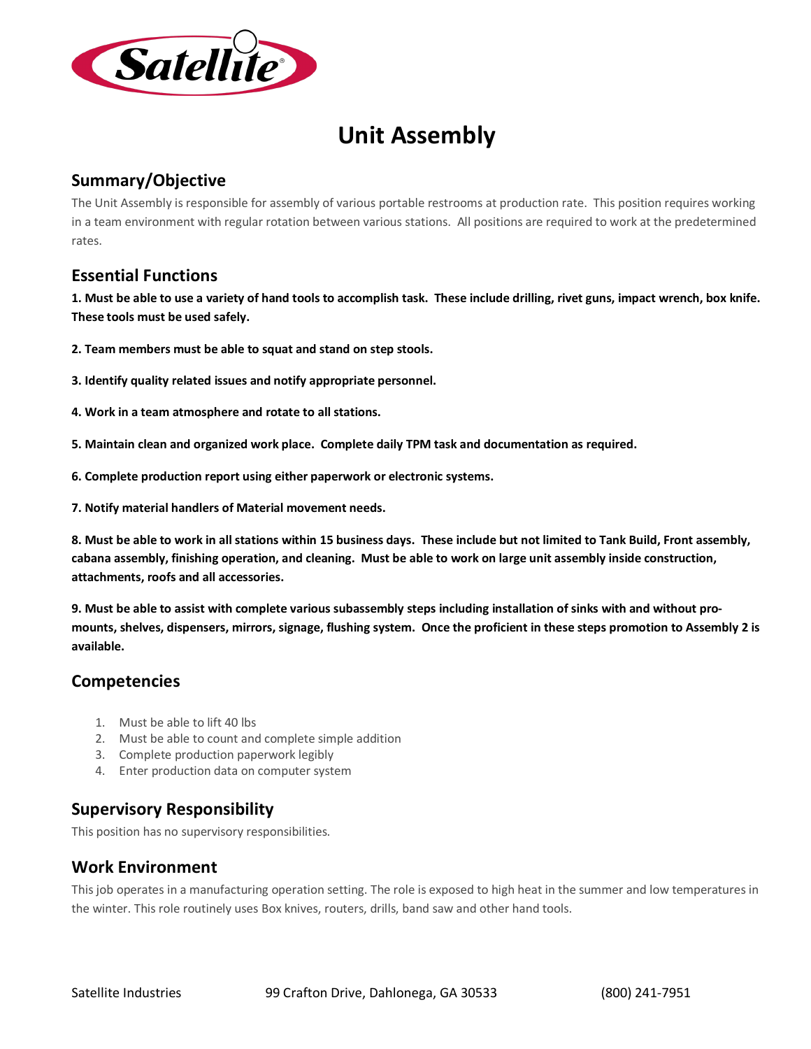# Unit Assembly

## Summary/Objective

The Unit Assembly is responsible for assembly of various portable restrooms at production rate. This position requires working in a team environment with regular rotation between various stations. All positions are required to work at the predetermined rates.

## Essential Functions

**1. Must be able to use a variety of hand tools to accomplish task. These include drilling, rivet guns, impact wrench, box knife. These tools must be used safely.**

**2. Team members must be able to squat and stand on step stools.**

**3. Identify quality related issues and notify appropriate personnel.**

**4. Work in a team atmosphere and rotate to all stations.**

**5. Maintain clean and organized work place. Complete daily TPM task and documentation as required.**

**6. Complete production report using either paperwork or electronic systems.**

**7. Notify material handlers of Material movement needs.**

**8. Must be able to work in all stations within 15 business days. These include but not limited to Tank Build, Front assembly, cabana assembly, finishing operation, and cleaning. Must be able to work on large unit assembly inside construction, attachments, roofs and all accessories.**

**9. Must be able to assist with complete various subassembly steps including installation of sinks with and without pro-mounts, shelves, dispensers, mirrors, signage, flushing system. Once the proficient in these steps promotion to Assembly 2 is available.**

## Competencies

1. Must be able to lift 40 lbs
2. Must be able to count and complete simple addition
3. Complete production paperwork legibly
4. Enter production data on computer system

## Supervisory Responsibility

This position has no supervisory responsibilities.

## Work Environment

This job operates in a manufacturing operation setting. The role is exposed to high heat in the summer and low temperatures in the winter. This role routinely uses Box knives, routers, drills, band saw and other hand tools.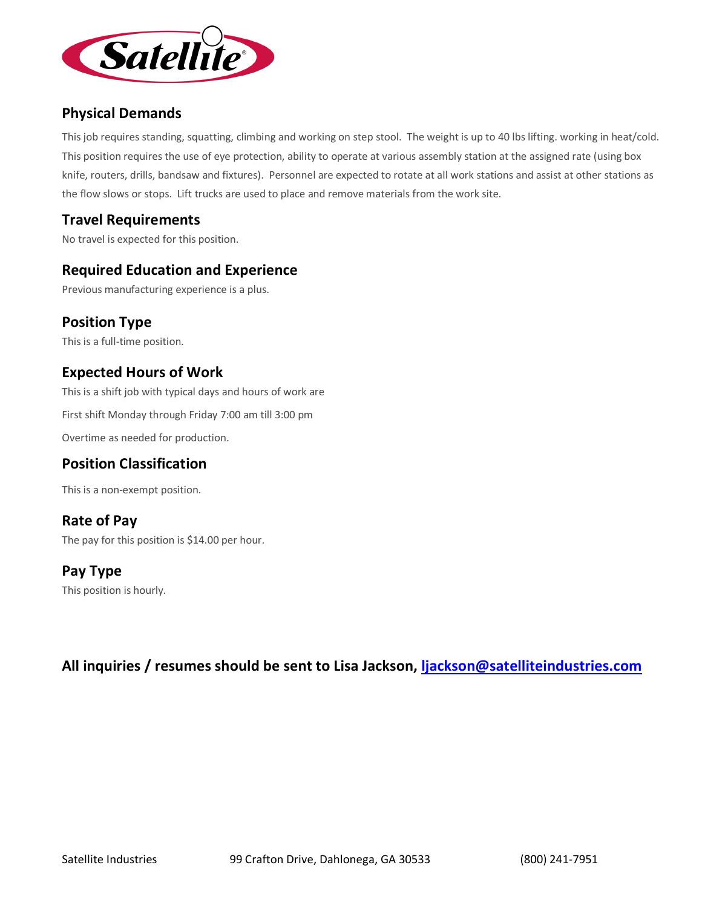## Physical Demands

This job requires standing, squatting, climbing and working on step stool. The weight is up to 40 lbs lifting. working in heat/cold. This position requires the use of eye protection, ability to operate at various assembly station at the assigned rate (using box knife, routers, drills, bandsaw and fixtures). Personnel are expected to rotate at all work stations and assist at other stations as the flow slows or stops. Lift trucks are used to place and remove materials from the work site.

## Travel Requirements

No travel is expected for this position.

## Required Education and Experience

Previous manufacturing experience is a plus.

## Position Type

This is a full-time position.

## Expected Hours of Work

This is a shift job with typical days and hours of work are

First shift Monday through Friday 7:00 am till 3:00 pm

Overtime as needed for production.

## Position Classification

This is a non-exempt position.

## Rate of Pay

The pay for this position is $14.00 per hour.

## Pay Type

This position is hourly.

**All inquiries / resumes should be sent to Lisa Jackson, [ljackson@satelliteindustries.com](mailto:ljackson@satelliteindustries.com)**

Satellite Industries 99 Crafton Drive, Dahlonega, GA 30533 (800) 241-7951